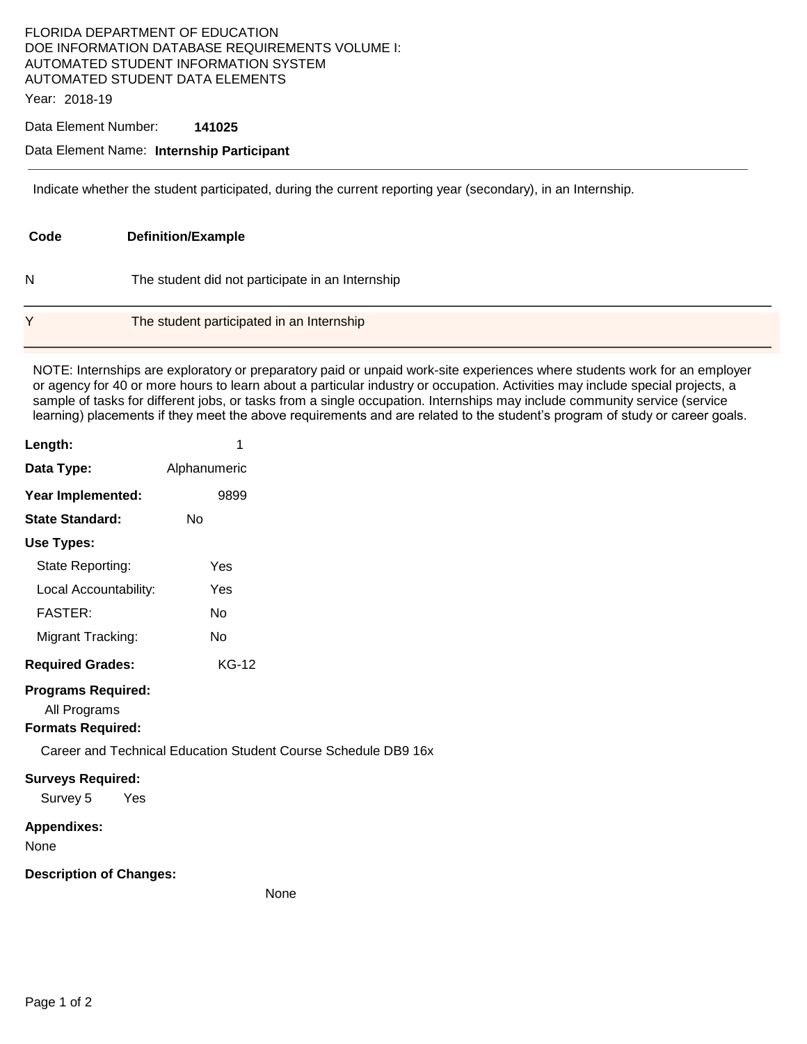FLORIDA DEPARTMENT OF EDUCATION
DOE INFORMATION DATABASE REQUIREMENTS VOLUME I:
AUTOMATED STUDENT INFORMATION SYSTEM
AUTOMATED STUDENT DATA ELEMENTS

Year: 2018-19

Data Element Number: **141025**

Data Element Name: **Internship Participant**

---

Indicate whether the student participated, during the current reporting year (secondary), in an Internship.

| Code | Definition/Example |
|---|---|
| N | The student did not participate in an Internship |
| Y | The student participated in an Internship |

NOTE: Internships are exploratory or preparatory paid or unpaid work-site experiences where students work for an employer or agency for 40 or more hours to learn about a particular industry or occupation. Activities may include special projects, a sample of tasks for different jobs, or tasks from a single occupation. Internships may include community service (service learning) placements if they meet the above requirements and are related to the student's program of study or career goals.

**Length:** 1

**Data Type:** Alphanumeric

**Year Implemented:** 9899

**State Standard:** No

**Use Types:**

- State Reporting: Yes
- Local Accountability: Yes
- FASTER: No
- Migrant Tracking: No

**Required Grades:** KG-12

**Programs Required:**

All Programs

**Formats Required:**

Career and Technical Education Student Course Schedule DB9 16x

**Surveys Required:**

Survey 5 Yes

**Appendixes:**

None

**Description of Changes:**

None